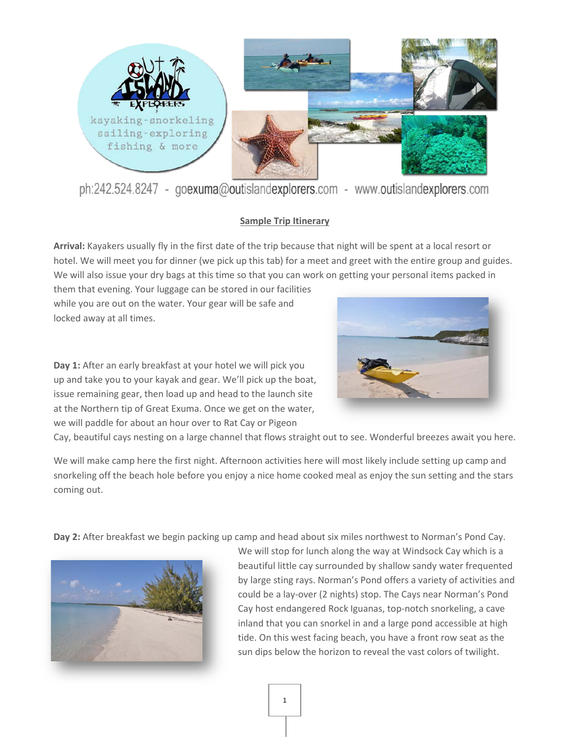ph:242.524.8247 - goexuma@outislandexplorers.com - www.outislandexplorers.com

## Sample Trip Itinerary

**Arrival:** Kayakers usually fly in the first date of the trip because that night will be spent at a local resort or hotel. We will meet you for dinner (we pick up this tab) for a meet and greet with the entire group and guides. We will also issue your dry bags at this time so that you can work on getting your personal items packed in them that evening. Your luggage can be stored in our facilities while you are out on the water. Your gear will be safe and locked away at all times.

**Day 1:** After an early breakfast at your hotel we will pick you up and take you to your kayak and gear. We'll pick up the boat, issue remaining gear, then load up and head to the launch site at the Northern tip of Great Exuma. Once we get on the water, we will paddle for about an hour over to Rat Cay or Pigeon Cay, beautiful cays nesting on a large channel that flows straight out to see. Wonderful breezes await you here.

We will make camp here the first night. Afternoon activities here will most likely include setting up camp and snorkeling off the beach hole before you enjoy a nice home cooked meal as enjoy the sun setting and the stars coming out.

**Day 2:** After breakfast we begin packing up camp and head about six miles northwest to Norman's Pond Cay. We will stop for lunch along the way at Windsock Cay which is a beautiful little cay surrounded by shallow sandy water frequented by large sting rays. Norman's Pond offers a variety of activities and could be a lay-over (2 nights) stop. The Cays near Norman's Pond Cay host endangered Rock Iguanas, top-notch snorkeling, a cave inland that you can snorkel in and a large pond accessible at high tide. On this west facing beach, you have a front row seat as the sun dips below the horizon to reveal the vast colors of twilight.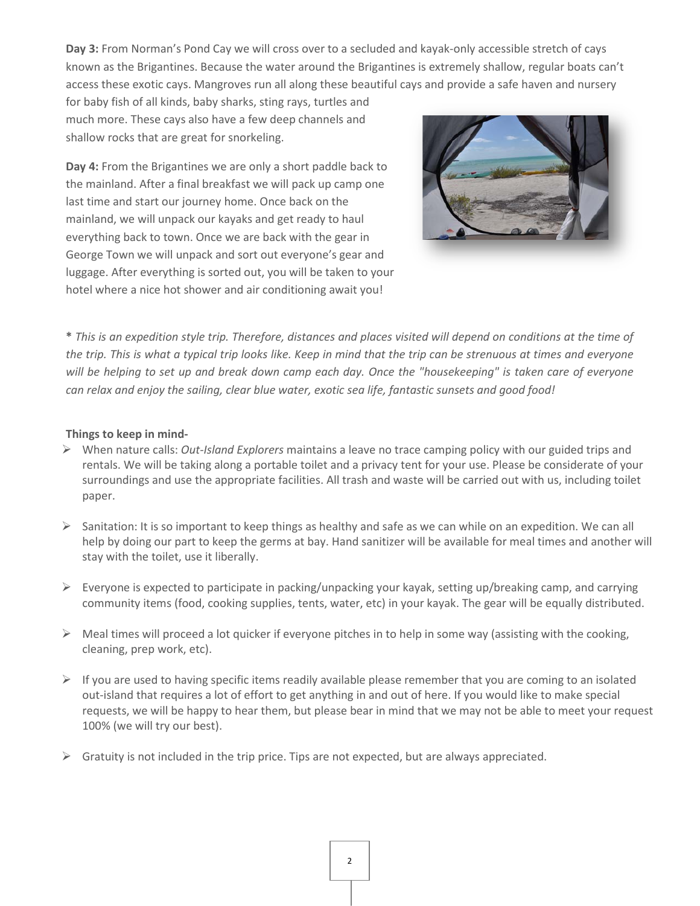**Day 3:** From Norman's Pond Cay we will cross over to a secluded and kayak-only accessible stretch of cays known as the Brigantines. Because the water around the Brigantines is extremely shallow, regular boats can't access these exotic cays. Mangroves run all along these beautiful cays and provide a safe haven and nursery for baby fish of all kinds, baby sharks, sting rays, turtles and much more. These cays also have a few deep channels and shallow rocks that are great for snorkeling.

**Day 4:** From the Brigantines we are only a short paddle back to the mainland. After a final breakfast we will pack up camp one last time and start our journey home. Once back on the mainland, we will unpack our kayaks and get ready to haul everything back to town. Once we are back with the gear in George Town we will unpack and sort out everyone's gear and luggage. After everything is sorted out, you will be taken to your hotel where a nice hot shower and air conditioning await you!

\* *This is an expedition style trip. Therefore, distances and places visited will depend on conditions at the time of the trip. This is what a typical trip looks like. Keep in mind that the trip can be strenuous at times and everyone will be helping to set up and break down camp each day. Once the "housekeeping" is taken care of everyone can relax and enjoy the sailing, clear blue water, exotic sea life, fantastic sunsets and good food!*

**Things to keep in mind-**

- When nature calls: *Out-Island Explorers* maintains a leave no trace camping policy with our guided trips and rentals. We will be taking along a portable toilet and a privacy tent for your use. Please be considerate of your surroundings and use the appropriate facilities. All trash and waste will be carried out with us, including toilet paper.
- Sanitation: It is so important to keep things as healthy and safe as we can while on an expedition. We can all help by doing our part to keep the germs at bay. Hand sanitizer will be available for meal times and another will stay with the toilet, use it liberally.
- Everyone is expected to participate in packing/unpacking your kayak, setting up/breaking camp, and carrying community items (food, cooking supplies, tents, water, etc) in your kayak. The gear will be equally distributed.
- Meal times will proceed a lot quicker if everyone pitches in to help in some way (assisting with the cooking, cleaning, prep work, etc).
- If you are used to having specific items readily available please remember that you are coming to an isolated out-island that requires a lot of effort to get anything in and out of here. If you would like to make special requests, we will be happy to hear them, but please bear in mind that we may not be able to meet your request 100% (we will try our best).
- Gratuity is not included in the trip price. Tips are not expected, but are always appreciated.